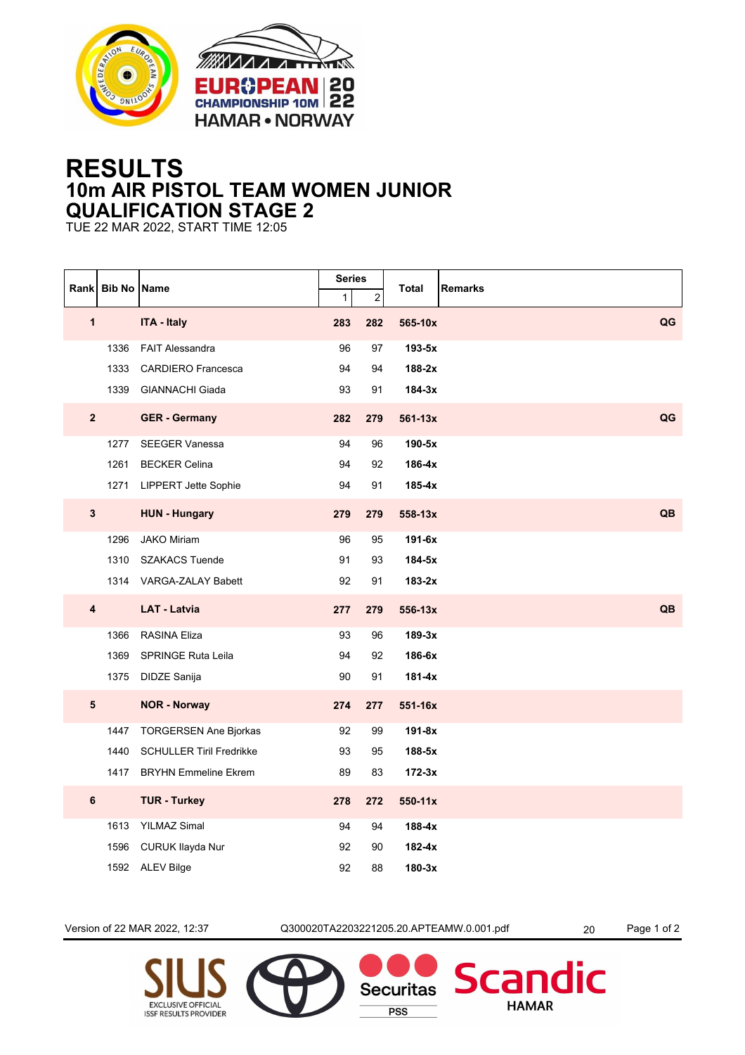# RESULTS

## 10m AIR PISTOL TEAM WOMEN JUNIOR

## QUALIFICATION STAGE 2

TUE 22 MAR 2022, START TIME 12:05

| Rank | Bib No | Name | Series 1 | Series 2 | Total | Remarks |
|---|---|---|---|---|---|---|
| **1** | | **ITA - Italy** | **283** | **282** | **565-10x** | **QG** |
| | 1336 | FAIT Alessandra | 96 | 97 | **193-5x** | |
| | 1333 | CARDIERO Francesca | 94 | 94 | **188-2x** | |
| | 1339 | GIANNACHI Giada | 93 | 91 | **184-3x** | |
| **2** | | **GER - Germany** | **282** | **279** | **561-13x** | **QG** |
| | 1277 | SEEGER Vanessa | 94 | 96 | **190-5x** | |
| | 1261 | BECKER Celina | 94 | 92 | **186-4x** | |
| | 1271 | LIPPERT Jette Sophie | 94 | 91 | **185-4x** | |
| **3** | | **HUN - Hungary** | **279** | **279** | **558-13x** | **QB** |
| | 1296 | JAKO Miriam | 96 | 95 | **191-6x** | |
| | 1310 | SZAKACS Tuende | 91 | 93 | **184-5x** | |
| | 1314 | VARGA-ZALAY Babett | 92 | 91 | **183-2x** | |
| **4** | | **LAT - Latvia** | **277** | **279** | **556-13x** | **QB** |
| | 1366 | RASINA Eliza | 93 | 96 | **189-3x** | |
| | 1369 | SPRINGE Ruta Leila | 94 | 92 | **186-6x** | |
| | 1375 | DIDZE Sanija | 90 | 91 | **181-4x** | |
| **5** | | **NOR - Norway** | **274** | **277** | **551-16x** | |
| | 1447 | TORGERSEN Ane Bjorkas | 92 | 99 | **191-8x** | |
| | 1440 | SCHULLER Tiril Fredrikke | 93 | 95 | **188-5x** | |
| | 1417 | BRYHN Emmeline Ekrem | 89 | 83 | **172-3x** | |
| **6** | | **TUR - Turkey** | **278** | **272** | **550-11x** | |
| | 1613 | YILMAZ Simal | 94 | 94 | **188-4x** | |
| | 1596 | CURUK Ilayda Nur | 92 | 90 | **182-4x** | |
| | 1592 | ALEV Bilge | 92 | 88 | **180-3x** | |

Version of 22 MAR 2022, 12:37 Q300020TA2203221205.20.APTEAMW.0.001.pdf 20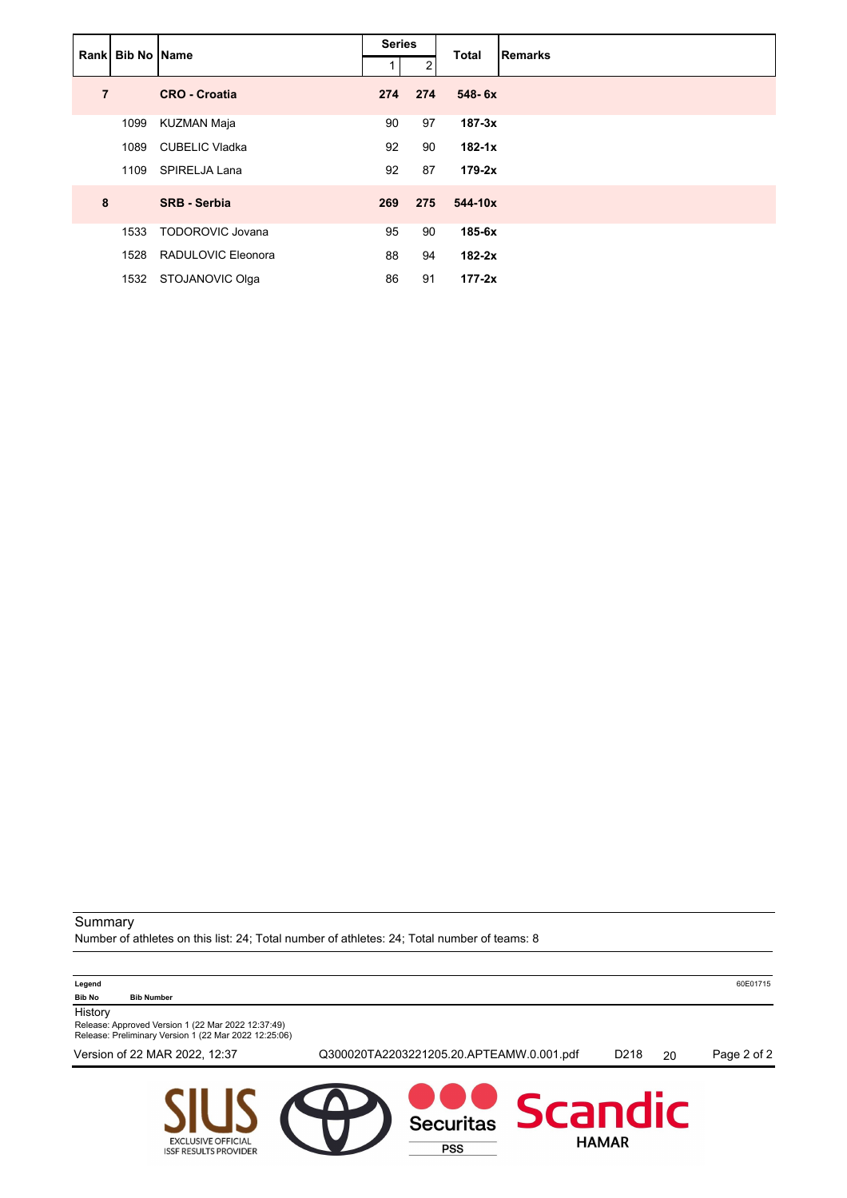| Rank | Bib No | Name | Series | | Total | Remarks |
|---|---|---|---|---|---|---|
| | | | 1 | 2 | | |
| **7** | | **CRO - Croatia** | **274** | **274** | **548- 6x** | |
| | 1099 | KUZMAN Maja | 90 | 97 | **187-3x** | |
| | 1089 | CUBELIC Vladka | 92 | 90 | **182-1x** | |
| | 1109 | SPIRELJA Lana | 92 | 87 | **179-2x** | |
| **8** | | **SRB - Serbia** | **269** | **275** | **544-10x** | |
| | 1533 | TODOROVIC Jovana | 95 | 90 | **185-6x** | |
| | 1528 | RADULOVIC Eleonora | 88 | 94 | **182-2x** | |
| | 1532 | STOJANOVIC Olga | 86 | 91 | **177-2x** | |

Summary

Number of athletes on this list: 24; Total number of athletes: 24; Total number of teams: 8

**Legend**

**Bib No** **Bib Number**

60E01715

History

Release: Approved Version 1 (22 Mar 2022 12:37:49)
Release: Preliminary Version 1 (22 Mar 2022 12:25:06)

Version of 22 MAR 2022, 12:37 Q300020TA2203221205.20.APTEAMW.0.001.pdf D218 20

SIUS EXCLUSIVE OFFICIAL ISSF RESULTS PROVIDER

Securitas PSS

Scandic HAMAR